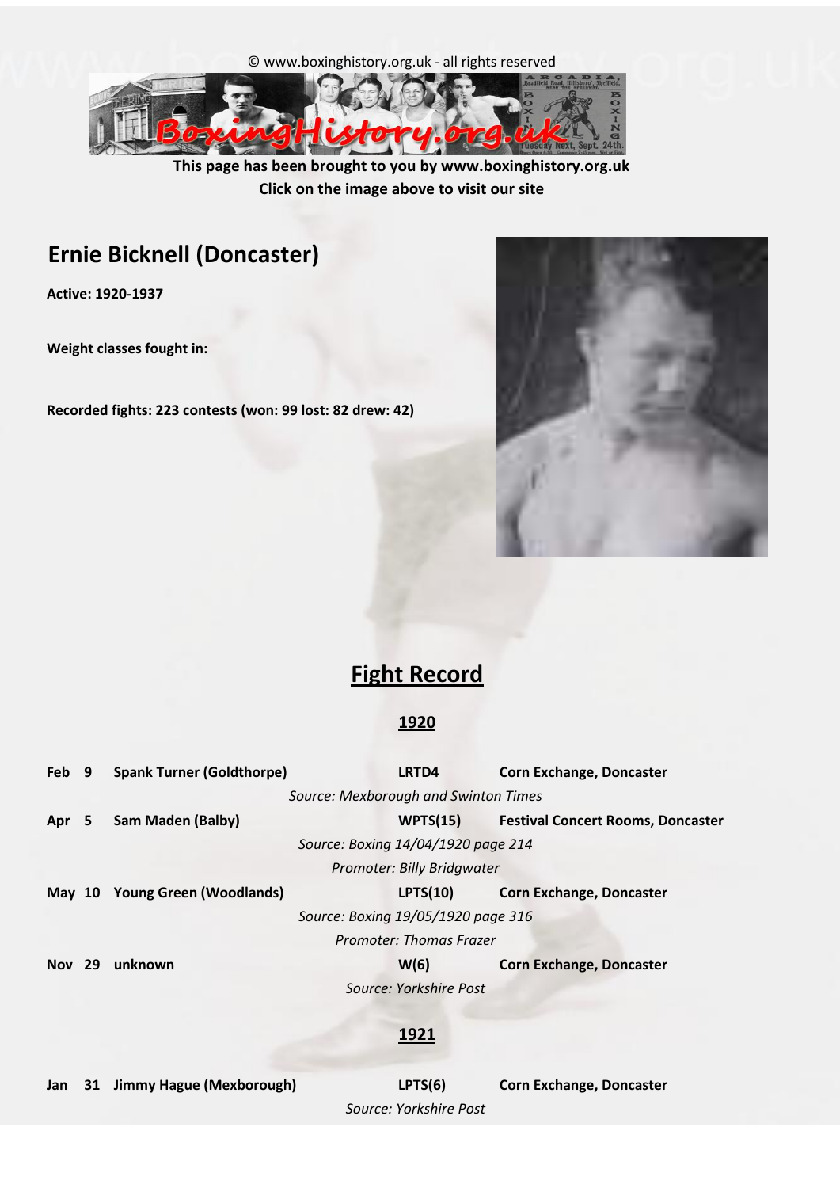© www.boxinghistory.org.uk - all rights reserved

**This page has been brought to you by www.boxinghistory.org.uk**
**Click on the image above to visit our site**

## Ernie Bicknell (Doncaster)

**Active: 1920-1937**

**Weight classes fought in:**

**Recorded fights: 223 contests (won: 99 lost: 82 drew: 42)**

# Fight Record

## 1920

**Feb 9** **Spank Turner (Goldthorpe)** **LRTD4** **Corn Exchange, Doncaster**
*Source: Mexborough and Swinton Times*

**Apr 5** **Sam Maden (Balby)** **WPTS(15)** **Festival Concert Rooms, Doncaster**
*Source: Boxing 14/04/1920 page 214*
*Promoter: Billy Bridgwater*

**May 10** **Young Green (Woodlands)** **LPTS(10)** **Corn Exchange, Doncaster**
*Source: Boxing 19/05/1920 page 316*
*Promoter: Thomas Frazer*

**Nov 29** **unknown** **W(6)** **Corn Exchange, Doncaster**
*Source: Yorkshire Post*

## 1921

**Jan 31** **Jimmy Hague (Mexborough)** **LPTS(6)** **Corn Exchange, Doncaster**
*Source: Yorkshire Post*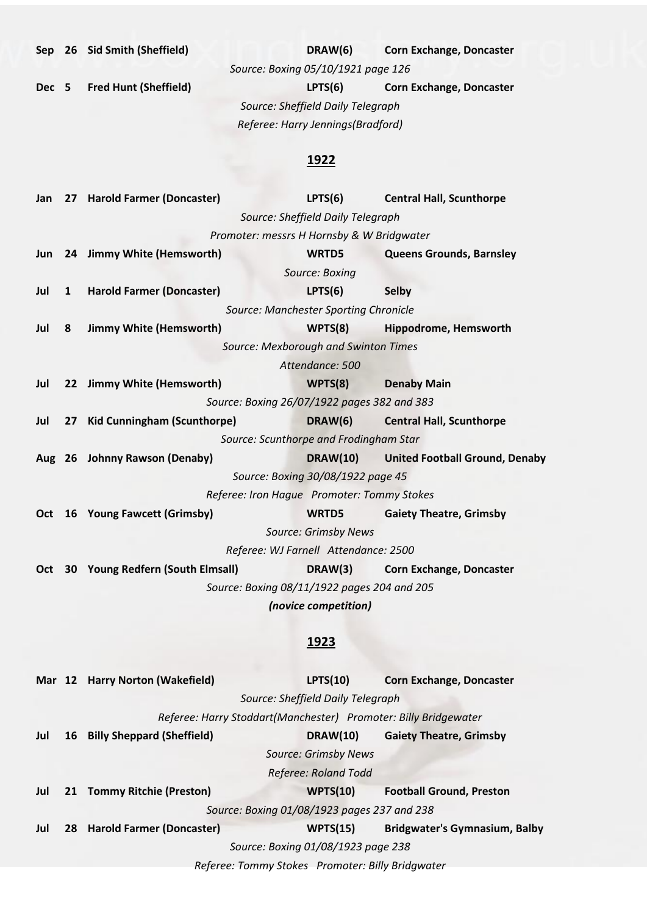**Sep 26 Sid Smith (Sheffield) DRAW(6) Corn Exchange, Doncaster**

*Source: Boxing 05/10/1921 page 126*

**Dec 5 Fred Hunt (Sheffield) LPTS(6) Corn Exchange, Doncaster**

*Source: Sheffield Daily Telegraph*

*Referee: Harry Jennings(Bradford)*

## 1922

**Jan 27 Harold Farmer (Doncaster) LPTS(6) Central Hall, Scunthorpe**

*Source: Sheffield Daily Telegraph*

*Promoter: messrs H Hornsby & W Bridgwater*

**Jun 24 Jimmy White (Hemsworth) WRTD5 Queens Grounds, Barnsley**

*Source: Boxing*

**Jul 1 Harold Farmer (Doncaster) LPTS(6) Selby**

*Source: Manchester Sporting Chronicle*

**Jul 8 Jimmy White (Hemsworth) WPTS(8) Hippodrome, Hemsworth**

*Source: Mexborough and Swinton Times*

*Attendance: 500*

**Jul 22 Jimmy White (Hemsworth) WPTS(8) Denaby Main**

*Source: Boxing 26/07/1922 pages 382 and 383*

**Jul 27 Kid Cunningham (Scunthorpe) DRAW(6) Central Hall, Scunthorpe**

*Source: Scunthorpe and Frodingham Star*

**Aug 26 Johnny Rawson (Denaby) DRAW(10) United Football Ground, Denaby**

*Source: Boxing 30/08/1922 page 45*

*Referee: Iron Hague Promoter: Tommy Stokes*

**Oct 16 Young Fawcett (Grimsby) WRTD5 Gaiety Theatre, Grimsby**

*Source: Grimsby News*

*Referee: WJ Farnell Attendance: 2500*

**Oct 30 Young Redfern (South Elmsall) DRAW(3) Corn Exchange, Doncaster**

*Source: Boxing 08/11/1922 pages 204 and 205*

***(novice competition)***

## 1923

**Mar 12 Harry Norton (Wakefield) LPTS(10) Corn Exchange, Doncaster**

*Source: Sheffield Daily Telegraph*

*Referee: Harry Stoddart(Manchester) Promoter: Billy Bridgewater*

**Jul 16 Billy Sheppard (Sheffield) DRAW(10) Gaiety Theatre, Grimsby**

*Source: Grimsby News*

*Referee: Roland Todd*

**Jul 21 Tommy Ritchie (Preston) WPTS(10) Football Ground, Preston**

*Source: Boxing 01/08/1923 pages 237 and 238*

**Jul 28 Harold Farmer (Doncaster) WPTS(15) Bridgwater's Gymnasium, Balby**

*Source: Boxing 01/08/1923 page 238*

*Referee: Tommy Stokes Promoter: Billy Bridgwater*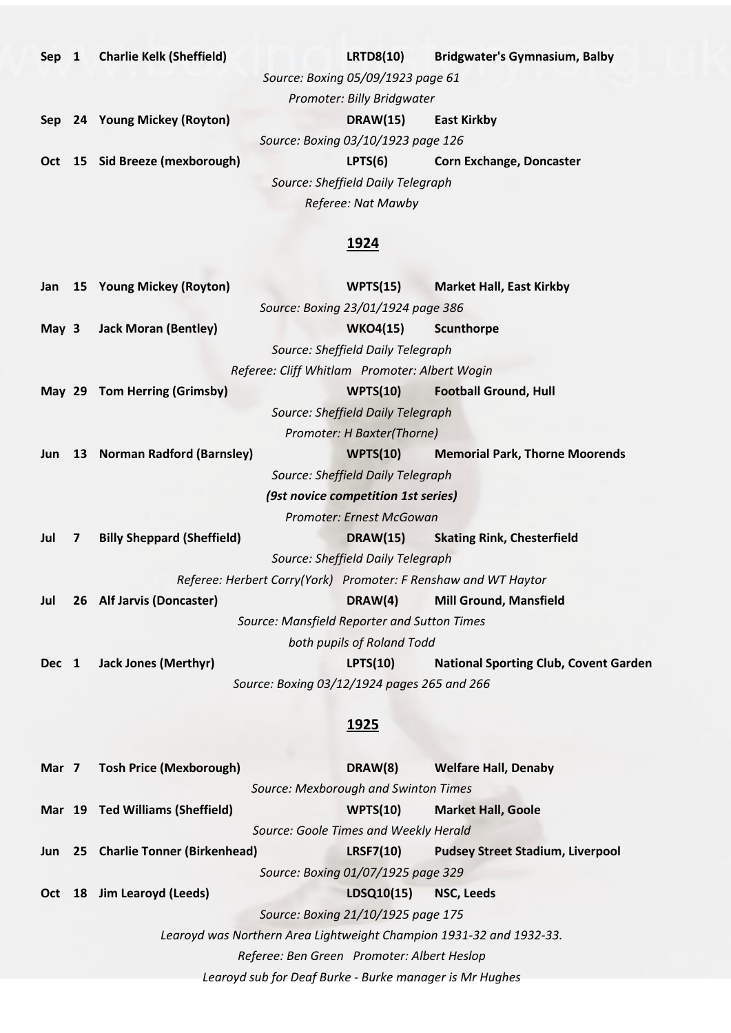**Sep 1 Charlie Kelk (Sheffield) LRTD8(10) Bridgwater's Gymnasium, Balby**

*Source: Boxing 05/09/1923 page 61*

*Promoter: Billy Bridgwater*

**Sep 24 Young Mickey (Royton) DRAW(15) East Kirkby**

*Source: Boxing 03/10/1923 page 126*

**Oct 15 Sid Breeze (mexborough) LPTS(6) Corn Exchange, Doncaster**

*Source: Sheffield Daily Telegraph*

*Referee: Nat Mawby*

## 1924

**Jan 15 Young Mickey (Royton) WPTS(15) Market Hall, East Kirkby**

*Source: Boxing 23/01/1924 page 386*

**May 3 Jack Moran (Bentley) WKO4(15) Scunthorpe**

*Source: Sheffield Daily Telegraph*

*Referee: Cliff Whitlam Promoter: Albert Wogin*

**May 29 Tom Herring (Grimsby) WPTS(10) Football Ground, Hull**

*Source: Sheffield Daily Telegraph*

*Promoter: H Baxter(Thorne)*

**Jun 13 Norman Radford (Barnsley) WPTS(10) Memorial Park, Thorne Moorends**

*Source: Sheffield Daily Telegraph*

***(9st novice competition 1st series)***

*Promoter: Ernest McGowan*

**Jul 7 Billy Sheppard (Sheffield) DRAW(15) Skating Rink, Chesterfield**

*Source: Sheffield Daily Telegraph*

*Referee: Herbert Corry(York) Promoter: F Renshaw and WT Haytor*

**Jul 26 Alf Jarvis (Doncaster) DRAW(4) Mill Ground, Mansfield**

*Source: Mansfield Reporter and Sutton Times*

*both pupils of Roland Todd*

**Dec 1 Jack Jones (Merthyr) LPTS(10) National Sporting Club, Covent Garden**

*Source: Boxing 03/12/1924 pages 265 and 266*

## 1925

**Mar 7 Tosh Price (Mexborough) DRAW(8) Welfare Hall, Denaby**

*Source: Mexborough and Swinton Times*

**Mar 19 Ted Williams (Sheffield) WPTS(10) Market Hall, Goole**

*Source: Goole Times and Weekly Herald*

**Jun 25 Charlie Tonner (Birkenhead) LRSF7(10) Pudsey Street Stadium, Liverpool**

*Source: Boxing 01/07/1925 page 329*

**Oct 18 Jim Learoyd (Leeds) LDSQ10(15) NSC, Leeds**

*Source: Boxing 21/10/1925 page 175*

*Learoyd was Northern Area Lightweight Champion 1931-32 and 1932-33.*

*Referee: Ben Green Promoter: Albert Heslop*

*Learoyd sub for Deaf Burke - Burke manager is Mr Hughes*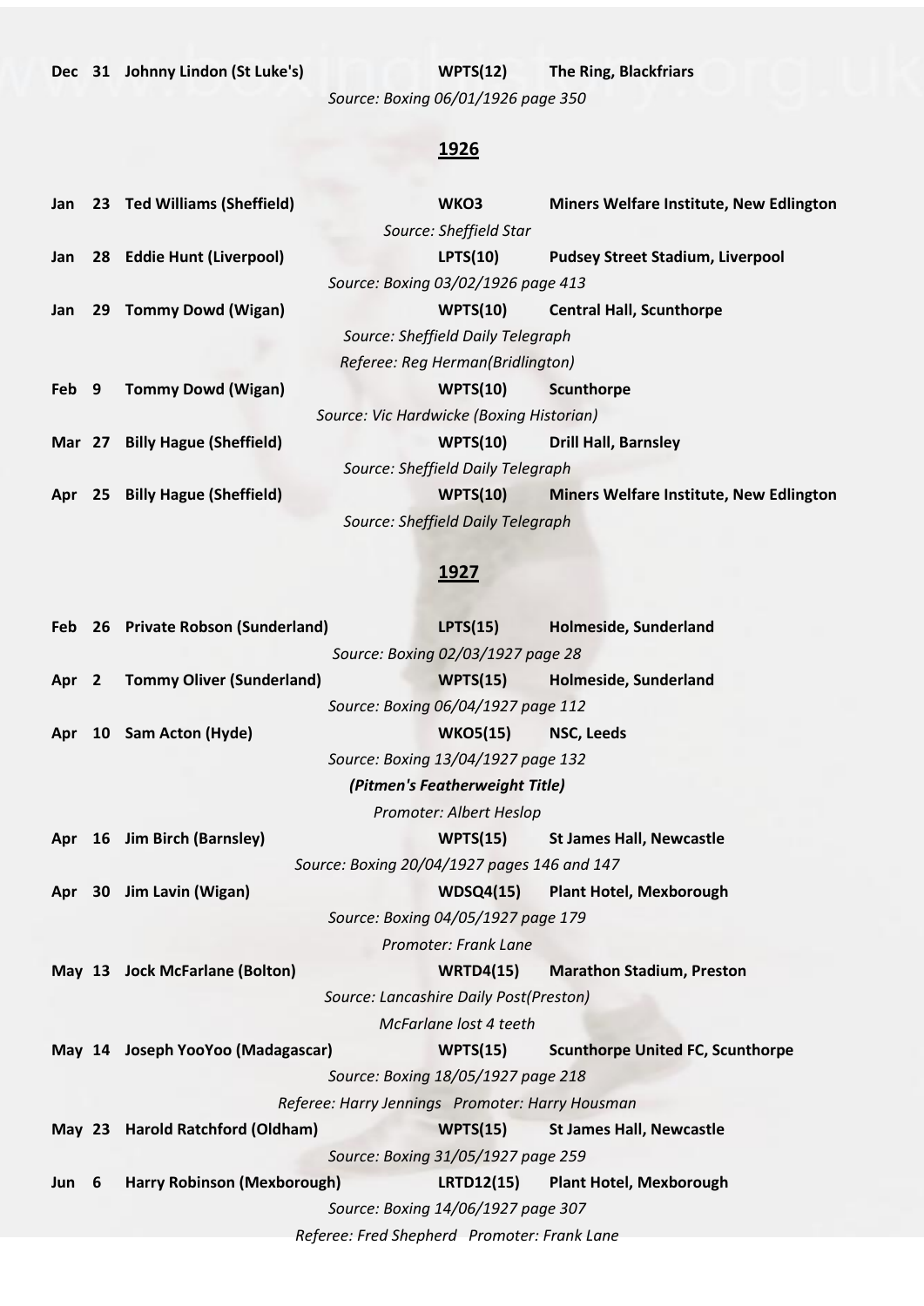**Dec 31 Johnny Lindon (St Luke's) WPTS(12) The Ring, Blackfriars**

*Source: Boxing 06/01/1926 page 350*

## 1926

**Jan 23 Ted Williams (Sheffield) WKO3 Miners Welfare Institute, New Edlington**

*Source: Sheffield Star*

**Jan 28 Eddie Hunt (Liverpool) LPTS(10) Pudsey Street Stadium, Liverpool**

*Source: Boxing 03/02/1926 page 413*

**Jan 29 Tommy Dowd (Wigan) WPTS(10) Central Hall, Scunthorpe**

*Source: Sheffield Daily Telegraph*

*Referee: Reg Herman(Bridlington)*

**Feb 9 Tommy Dowd (Wigan) WPTS(10) Scunthorpe**

*Source: Vic Hardwicke (Boxing Historian)*

**Mar 27 Billy Hague (Sheffield) WPTS(10) Drill Hall, Barnsley**

*Source: Sheffield Daily Telegraph*

**Apr 25 Billy Hague (Sheffield) WPTS(10) Miners Welfare Institute, New Edlington**

*Source: Sheffield Daily Telegraph*

## 1927

**Feb 26 Private Robson (Sunderland) LPTS(15) Holmeside, Sunderland**

*Source: Boxing 02/03/1927 page 28*

**Apr 2 Tommy Oliver (Sunderland) WPTS(15) Holmeside, Sunderland**

*Source: Boxing 06/04/1927 page 112*

**Apr 10 Sam Acton (Hyde) WKO5(15) NSC, Leeds**

*Source: Boxing 13/04/1927 page 132*

***(Pitmen's Featherweight Title)***

*Promoter: Albert Heslop*

**Apr 16 Jim Birch (Barnsley) WPTS(15) St James Hall, Newcastle**

*Source: Boxing 20/04/1927 pages 146 and 147*

**Apr 30 Jim Lavin (Wigan) WDSQ4(15) Plant Hotel, Mexborough**

*Source: Boxing 04/05/1927 page 179*

*Promoter: Frank Lane*

**May 13 Jock McFarlane (Bolton) WRTD4(15) Marathon Stadium, Preston**

*Source: Lancashire Daily Post(Preston)*

*McFarlane lost 4 teeth*

**May 14 Joseph YooYoo (Madagascar) WPTS(15) Scunthorpe United FC, Scunthorpe**

*Source: Boxing 18/05/1927 page 218*

*Referee: Harry Jennings Promoter: Harry Housman*

**May 23 Harold Ratchford (Oldham) WPTS(15) St James Hall, Newcastle**

*Source: Boxing 31/05/1927 page 259*

**Jun 6 Harry Robinson (Mexborough) LRTD12(15) Plant Hotel, Mexborough**

*Source: Boxing 14/06/1927 page 307*

*Referee: Fred Shepherd Promoter: Frank Lane*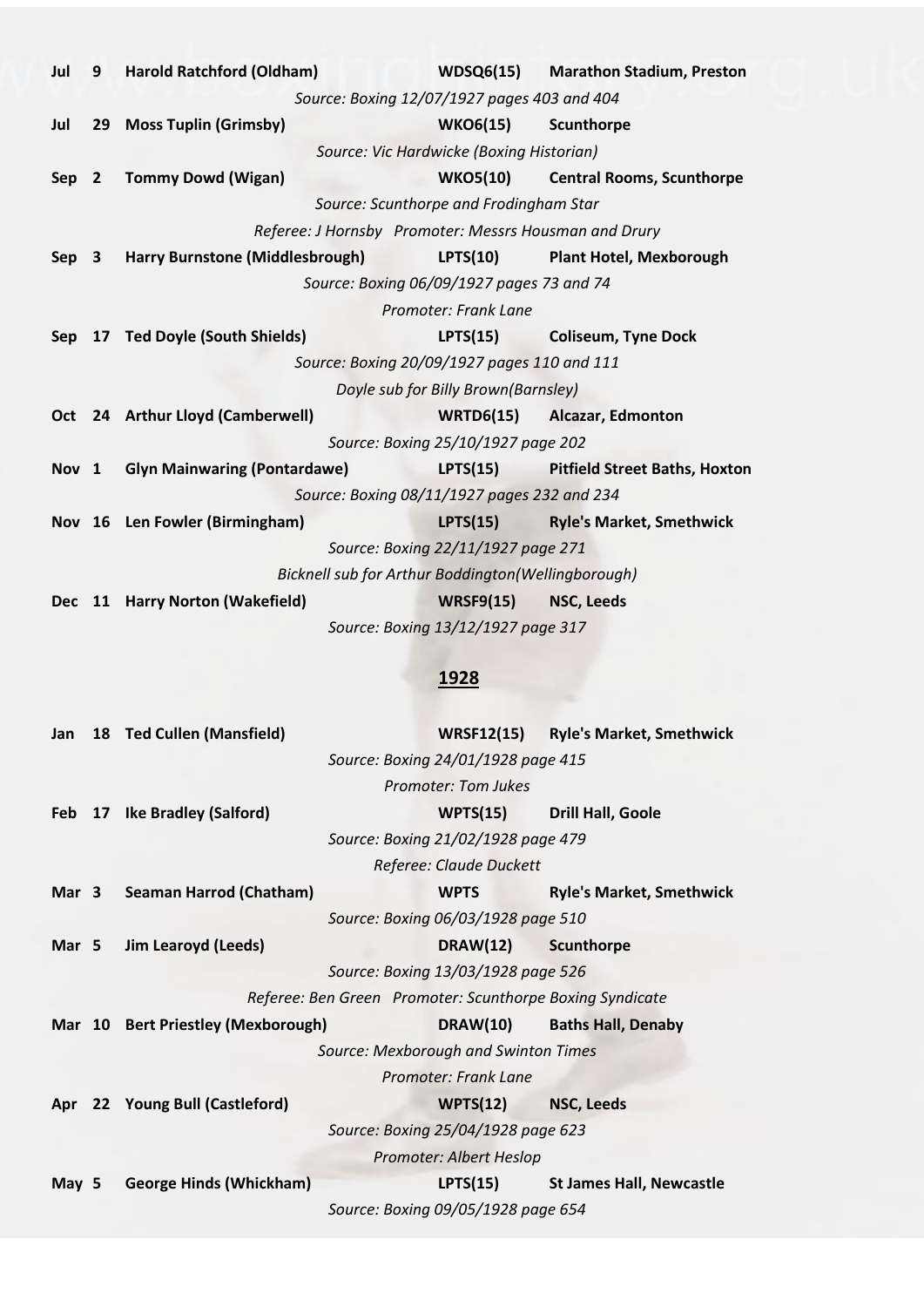**Jul 9 Harold Ratchford (Oldham) WDSQ6(15) Marathon Stadium, Preston**

*Source: Boxing 12/07/1927 pages 403 and 404*

**Jul 29 Moss Tuplin (Grimsby) WKO6(15) Scunthorpe**

*Source: Vic Hardwicke (Boxing Historian)*

**Sep 2 Tommy Dowd (Wigan) WKO5(10) Central Rooms, Scunthorpe**

*Source: Scunthorpe and Frodingham Star*

*Referee: J Hornsby Promoter: Messrs Housman and Drury*

**Sep 3 Harry Burnstone (Middlesbrough) LPTS(10) Plant Hotel, Mexborough**

*Source: Boxing 06/09/1927 pages 73 and 74*

*Promoter: Frank Lane*

**Sep 17 Ted Doyle (South Shields) LPTS(15) Coliseum, Tyne Dock**

*Source: Boxing 20/09/1927 pages 110 and 111*

*Doyle sub for Billy Brown(Barnsley)*

**Oct 24 Arthur Lloyd (Camberwell) WRTD6(15) Alcazar, Edmonton**

*Source: Boxing 25/10/1927 page 202*

**Nov 1 Glyn Mainwaring (Pontardawe) LPTS(15) Pitfield Street Baths, Hoxton**

*Source: Boxing 08/11/1927 pages 232 and 234*

**Nov 16 Len Fowler (Birmingham) LPTS(15) Ryle's Market, Smethwick**

*Source: Boxing 22/11/1927 page 271*

*Bicknell sub for Arthur Boddington(Wellingborough)*

**Dec 11 Harry Norton (Wakefield) WRSF9(15) NSC, Leeds**

*Source: Boxing 13/12/1927 page 317*

## 1928

**Jan 18 Ted Cullen (Mansfield) WRSF12(15) Ryle's Market, Smethwick**

*Source: Boxing 24/01/1928 page 415*

*Promoter: Tom Jukes*

**Feb 17 Ike Bradley (Salford) WPTS(15) Drill Hall, Goole**

*Source: Boxing 21/02/1928 page 479*

*Referee: Claude Duckett*

**Mar 3 Seaman Harrod (Chatham) WPTS Ryle's Market, Smethwick**

*Source: Boxing 06/03/1928 page 510*

**Mar 5 Jim Learoyd (Leeds) DRAW(12) Scunthorpe**

*Source: Boxing 13/03/1928 page 526*

*Referee: Ben Green Promoter: Scunthorpe Boxing Syndicate*

**Mar 10 Bert Priestley (Mexborough) DRAW(10) Baths Hall, Denaby**

*Source: Mexborough and Swinton Times*

*Promoter: Frank Lane*

**Apr 22 Young Bull (Castleford) WPTS(12) NSC, Leeds**

*Source: Boxing 25/04/1928 page 623*

*Promoter: Albert Heslop*

**May 5 George Hinds (Whickham) LPTS(15) St James Hall, Newcastle**

*Source: Boxing 09/05/1928 page 654*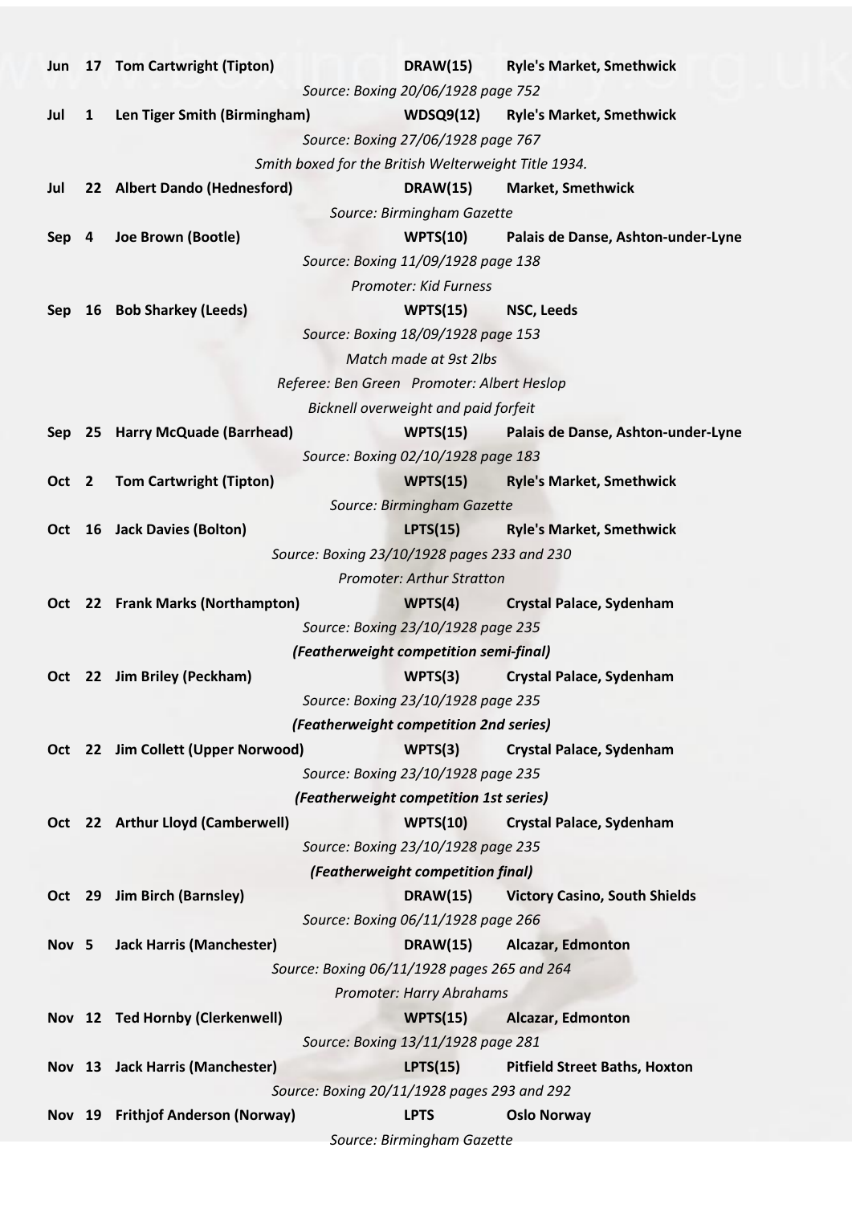**Jun 17 Tom Cartwright (Tipton) DRAW(15) Ryle's Market, Smethwick**

*Source: Boxing 20/06/1928 page 752*

**Jul 1 Len Tiger Smith (Birmingham) WDSQ9(12) Ryle's Market, Smethwick**

*Source: Boxing 27/06/1928 page 767*

*Smith boxed for the British Welterweight Title 1934.*

**Jul 22 Albert Dando (Hednesford) DRAW(15) Market, Smethwick**

*Source: Birmingham Gazette*

**Sep 4 Joe Brown (Bootle) WPTS(10) Palais de Danse, Ashton-under-Lyne**

*Source: Boxing 11/09/1928 page 138*

*Promoter: Kid Furness*

**Sep 16 Bob Sharkey (Leeds) WPTS(15) NSC, Leeds**

*Source: Boxing 18/09/1928 page 153*

*Match made at 9st 2lbs*

*Referee: Ben Green Promoter: Albert Heslop*

*Bicknell overweight and paid forfeit*

**Sep 25 Harry McQuade (Barrhead) WPTS(15) Palais de Danse, Ashton-under-Lyne**

*Source: Boxing 02/10/1928 page 183*

**Oct 2 Tom Cartwright (Tipton) WPTS(15) Ryle's Market, Smethwick**

*Source: Birmingham Gazette*

**Oct 16 Jack Davies (Bolton) LPTS(15) Ryle's Market, Smethwick**

*Source: Boxing 23/10/1928 pages 233 and 230*

*Promoter: Arthur Stratton*

**Oct 22 Frank Marks (Northampton) WPTS(4) Crystal Palace, Sydenham**

*Source: Boxing 23/10/1928 page 235*

***(Featherweight competition semi-final)***

**Oct 22 Jim Briley (Peckham) WPTS(3) Crystal Palace, Sydenham**

*Source: Boxing 23/10/1928 page 235*

***(Featherweight competition 2nd series)***

**Oct 22 Jim Collett (Upper Norwood) WPTS(3) Crystal Palace, Sydenham**

*Source: Boxing 23/10/1928 page 235*

***(Featherweight competition 1st series)***

**Oct 22 Arthur Lloyd (Camberwell) WPTS(10) Crystal Palace, Sydenham**

*Source: Boxing 23/10/1928 page 235*

***(Featherweight competition final)***

**Oct 29 Jim Birch (Barnsley) DRAW(15) Victory Casino, South Shields**

*Source: Boxing 06/11/1928 page 266*

**Nov 5 Jack Harris (Manchester) DRAW(15) Alcazar, Edmonton**

*Source: Boxing 06/11/1928 pages 265 and 264*

*Promoter: Harry Abrahams*

**Nov 12 Ted Hornby (Clerkenwell) WPTS(15) Alcazar, Edmonton**

*Source: Boxing 13/11/1928 page 281*

**Nov 13 Jack Harris (Manchester) LPTS(15) Pitfield Street Baths, Hoxton**

*Source: Boxing 20/11/1928 pages 293 and 292*

**Nov 19 Frithjof Anderson (Norway) LPTS Oslo Norway**

*Source: Birmingham Gazette*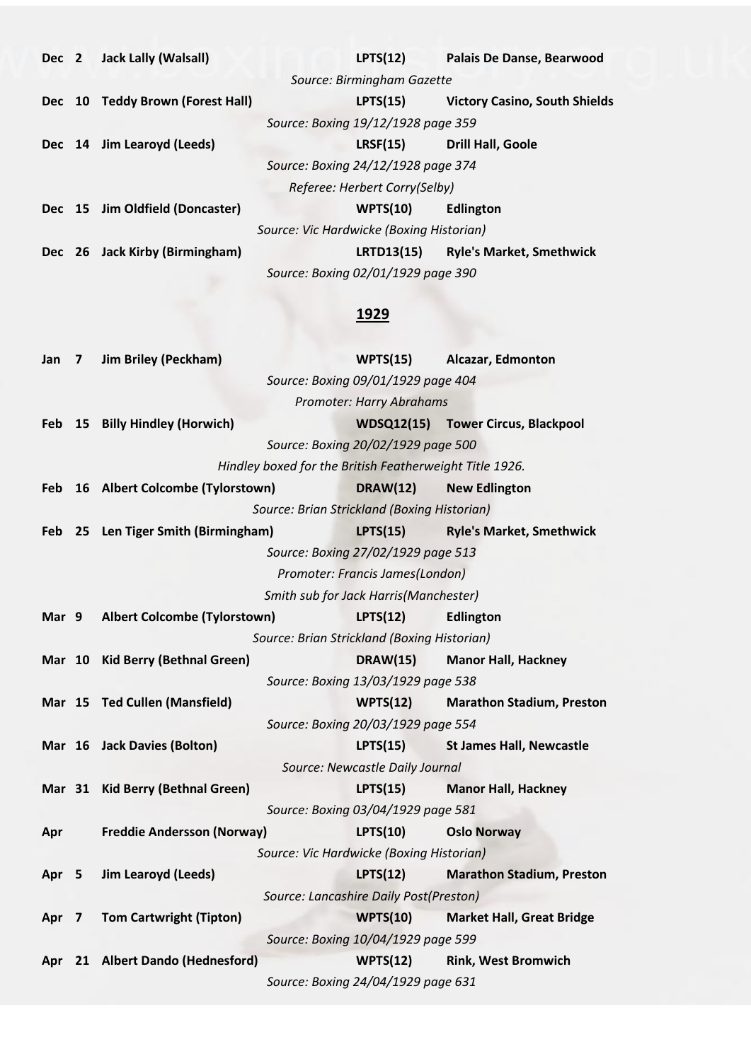**Dec 2 Jack Lally (Walsall) LPTS(12) Palais De Danse, Bearwood**

*Source: Birmingham Gazette*

**Dec 10 Teddy Brown (Forest Hall) LPTS(15) Victory Casino, South Shields**

*Source: Boxing 19/12/1928 page 359*

**Dec 14 Jim Learoyd (Leeds) LRSF(15) Drill Hall, Goole**

*Source: Boxing 24/12/1928 page 374*

*Referee: Herbert Corry(Selby)*

**Dec 15 Jim Oldfield (Doncaster) WPTS(10) Edlington**

*Source: Vic Hardwicke (Boxing Historian)*

**Dec 26 Jack Kirby (Birmingham) LRTD13(15) Ryle's Market, Smethwick**

*Source: Boxing 02/01/1929 page 390*

## 1929

**Jan 7 Jim Briley (Peckham) WPTS(15) Alcazar, Edmonton**

*Source: Boxing 09/01/1929 page 404*

*Promoter: Harry Abrahams*

**Feb 15 Billy Hindley (Horwich) WDSQ12(15) Tower Circus, Blackpool**

*Source: Boxing 20/02/1929 page 500*

*Hindley boxed for the British Featherweight Title 1926.*

**Feb 16 Albert Colcombe (Tylorstown) DRAW(12) New Edlington**

*Source: Brian Strickland (Boxing Historian)*

**Feb 25 Len Tiger Smith (Birmingham) LPTS(15) Ryle's Market, Smethwick**

*Source: Boxing 27/02/1929 page 513*

*Promoter: Francis James(London)*

*Smith sub for Jack Harris(Manchester)*

**Mar 9 Albert Colcombe (Tylorstown) LPTS(12) Edlington**

*Source: Brian Strickland (Boxing Historian)*

**Mar 10 Kid Berry (Bethnal Green) DRAW(15) Manor Hall, Hackney**

*Source: Boxing 13/03/1929 page 538*

**Mar 15 Ted Cullen (Mansfield) WPTS(12) Marathon Stadium, Preston**

*Source: Boxing 20/03/1929 page 554*

**Mar 16 Jack Davies (Bolton) LPTS(15) St James Hall, Newcastle**

*Source: Newcastle Daily Journal*

**Mar 31 Kid Berry (Bethnal Green) LPTS(15) Manor Hall, Hackney**

*Source: Boxing 03/04/1929 page 581*

**Apr Freddie Andersson (Norway) LPTS(10) Oslo Norway**

*Source: Vic Hardwicke (Boxing Historian)*

**Apr 5 Jim Learoyd (Leeds) LPTS(12) Marathon Stadium, Preston**

*Source: Lancashire Daily Post(Preston)*

**Apr 7 Tom Cartwright (Tipton) WPTS(10) Market Hall, Great Bridge**

*Source: Boxing 10/04/1929 page 599*

**Apr 21 Albert Dando (Hednesford) WPTS(12) Rink, West Bromwich**

*Source: Boxing 24/04/1929 page 631*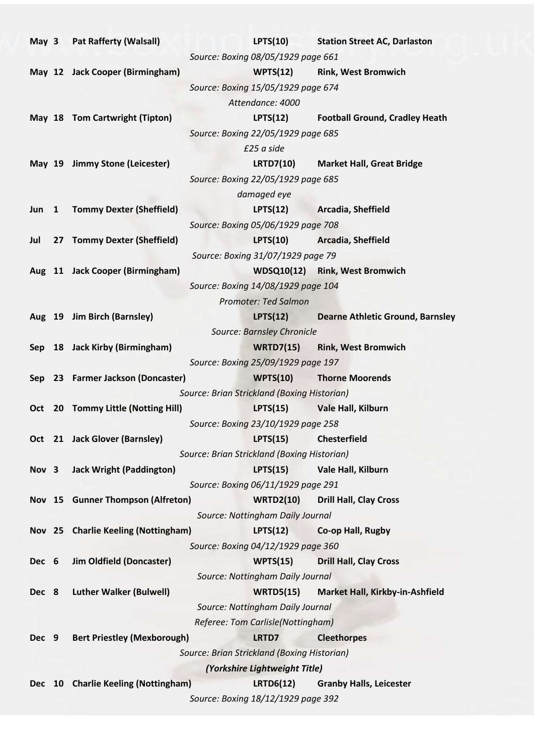**May 3** **Pat Rafferty (Walsall)** **LPTS(10)** **Station Street AC, Darlaston**

*Source: Boxing 08/05/1929 page 661*

**May 12** **Jack Cooper (Birmingham)** **WPTS(12)** **Rink, West Bromwich**

*Source: Boxing 15/05/1929 page 674*

*Attendance: 4000*

**May 18** **Tom Cartwright (Tipton)** **LPTS(12)** **Football Ground, Cradley Heath**

*Source: Boxing 22/05/1929 page 685*

*£25 a side*

**May 19** **Jimmy Stone (Leicester)** **LRTD7(10)** **Market Hall, Great Bridge**

*Source: Boxing 22/05/1929 page 685*

*damaged eye*

**Jun 1** **Tommy Dexter (Sheffield)** **LPTS(12)** **Arcadia, Sheffield**

*Source: Boxing 05/06/1929 page 708*

**Jul 27** **Tommy Dexter (Sheffield)** **LPTS(10)** **Arcadia, Sheffield**

*Source: Boxing 31/07/1929 page 79*

**Aug 11** **Jack Cooper (Birmingham)** **WDSQ10(12)** **Rink, West Bromwich**

*Source: Boxing 14/08/1929 page 104*

*Promoter: Ted Salmon*

**Aug 19** **Jim Birch (Barnsley)** **LPTS(12)** **Dearne Athletic Ground, Barnsley**

*Source: Barnsley Chronicle*

**Sep 18** **Jack Kirby (Birmingham)** **WRTD7(15)** **Rink, West Bromwich**

*Source: Boxing 25/09/1929 page 197*

**Sep 23** **Farmer Jackson (Doncaster)** **WPTS(10)** **Thorne Moorends**

*Source: Brian Strickland (Boxing Historian)*

**Oct 20** **Tommy Little (Notting Hill)** **LPTS(15)** **Vale Hall, Kilburn**

*Source: Boxing 23/10/1929 page 258*

**Oct 21** **Jack Glover (Barnsley)** **LPTS(15)** **Chesterfield**

*Source: Brian Strickland (Boxing Historian)*

**Nov 3** **Jack Wright (Paddington)** **LPTS(15)** **Vale Hall, Kilburn**

*Source: Boxing 06/11/1929 page 291*

**Nov 15** **Gunner Thompson (Alfreton)** **WRTD2(10)** **Drill Hall, Clay Cross**

*Source: Nottingham Daily Journal*

**Nov 25** **Charlie Keeling (Nottingham)** **LPTS(12)** **Co-op Hall, Rugby**

*Source: Boxing 04/12/1929 page 360*

**Dec 6** **Jim Oldfield (Doncaster)** **WPTS(15)** **Drill Hall, Clay Cross**

*Source: Nottingham Daily Journal*

**Dec 8** **Luther Walker (Bulwell)** **WRTD5(15)** **Market Hall, Kirkby-in-Ashfield**

*Source: Nottingham Daily Journal*

*Referee: Tom Carlisle(Nottingham)*

**Dec 9** **Bert Priestley (Mexborough)** **LRTD7** **Cleethorpes**

*Source: Brian Strickland (Boxing Historian)*

***(Yorkshire Lightweight Title)***

**Dec 10** **Charlie Keeling (Nottingham)** **LRTD6(12)** **Granby Halls, Leicester**

*Source: Boxing 18/12/1929 page 392*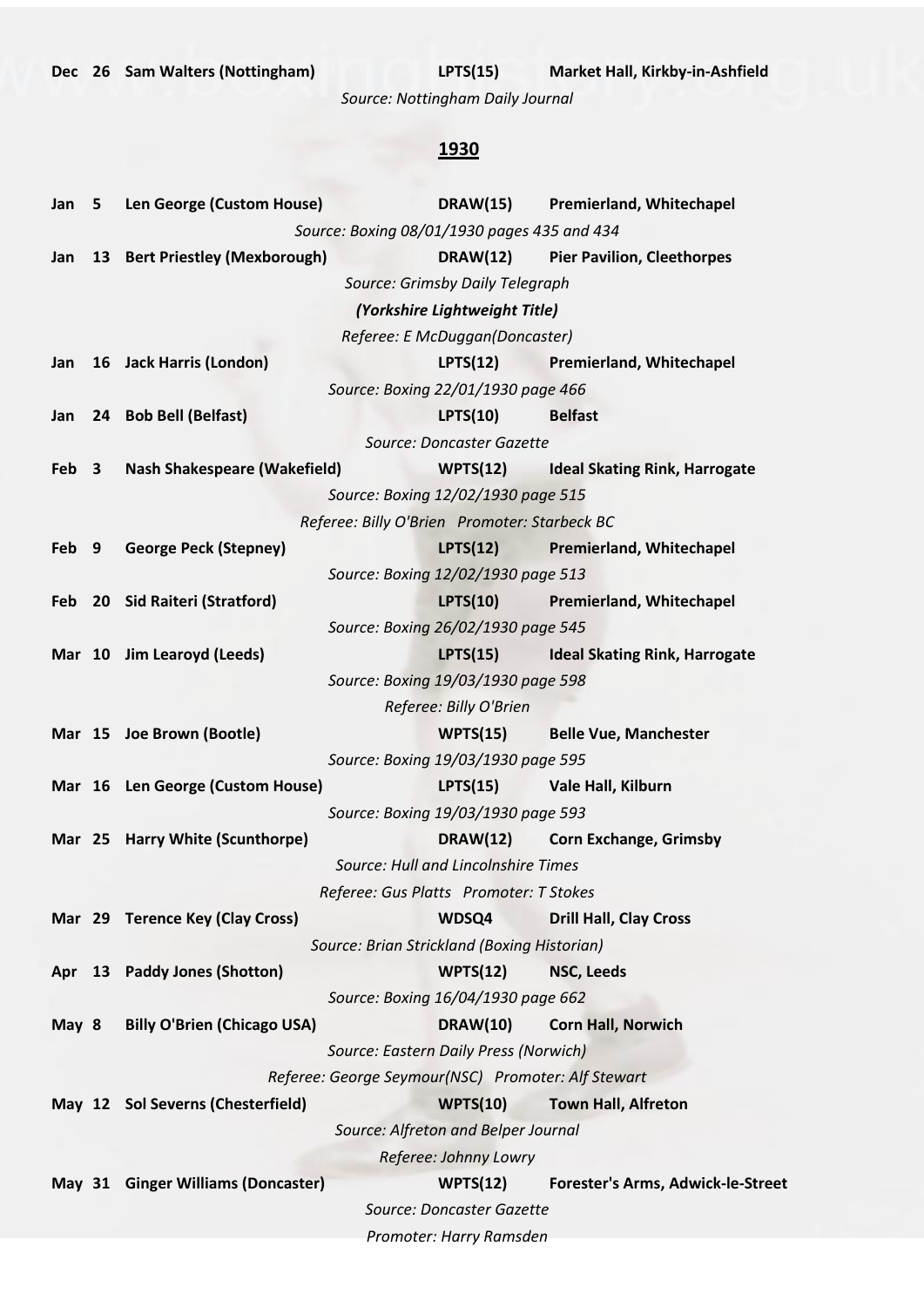**Dec 26 Sam Walters (Nottingham) LPTS(15) Market Hall, Kirkby-in-Ashfield**

*Source: Nottingham Daily Journal*

## 1930

**Jan 5 Len George (Custom House) DRAW(15) Premierland, Whitechapel**

*Source: Boxing 08/01/1930 pages 435 and 434*

**Jan 13 Bert Priestley (Mexborough) DRAW(12) Pier Pavilion, Cleethorpes**

*Source: Grimsby Daily Telegraph*

***(Yorkshire Lightweight Title)***

*Referee: E McDuggan(Doncaster)*

**Jan 16 Jack Harris (London) LPTS(12) Premierland, Whitechapel**

*Source: Boxing 22/01/1930 page 466*

**Jan 24 Bob Bell (Belfast) LPTS(10) Belfast**

*Source: Doncaster Gazette*

**Feb 3 Nash Shakespeare (Wakefield) WPTS(12) Ideal Skating Rink, Harrogate**

*Source: Boxing 12/02/1930 page 515*

*Referee: Billy O'Brien Promoter: Starbeck BC*

**Feb 9 George Peck (Stepney) LPTS(12) Premierland, Whitechapel**

*Source: Boxing 12/02/1930 page 513*

**Feb 20 Sid Raiteri (Stratford) LPTS(10) Premierland, Whitechapel**

*Source: Boxing 26/02/1930 page 545*

**Mar 10 Jim Learoyd (Leeds) LPTS(15) Ideal Skating Rink, Harrogate**

*Source: Boxing 19/03/1930 page 598*

*Referee: Billy O'Brien*

**Mar 15 Joe Brown (Bootle) WPTS(15) Belle Vue, Manchester**

*Source: Boxing 19/03/1930 page 595*

**Mar 16 Len George (Custom House) LPTS(15) Vale Hall, Kilburn**

*Source: Boxing 19/03/1930 page 593*

**Mar 25 Harry White (Scunthorpe) DRAW(12) Corn Exchange, Grimsby**

*Source: Hull and Lincolnshire Times*

*Referee: Gus Platts Promoter: T Stokes*

**Mar 29 Terence Key (Clay Cross) WDSQ4 Drill Hall, Clay Cross**

*Source: Brian Strickland (Boxing Historian)*

**Apr 13 Paddy Jones (Shotton) WPTS(12) NSC, Leeds**

*Source: Boxing 16/04/1930 page 662*

**May 8 Billy O'Brien (Chicago USA) DRAW(10) Corn Hall, Norwich**

*Source: Eastern Daily Press (Norwich)*

*Referee: George Seymour(NSC) Promoter: Alf Stewart*

**May 12 Sol Severns (Chesterfield) WPTS(10) Town Hall, Alfreton**

*Source: Alfreton and Belper Journal*

*Referee: Johnny Lowry*

**May 31 Ginger Williams (Doncaster) WPTS(12) Forester's Arms, Adwick-le-Street**

*Source: Doncaster Gazette*

*Promoter: Harry Ramsden*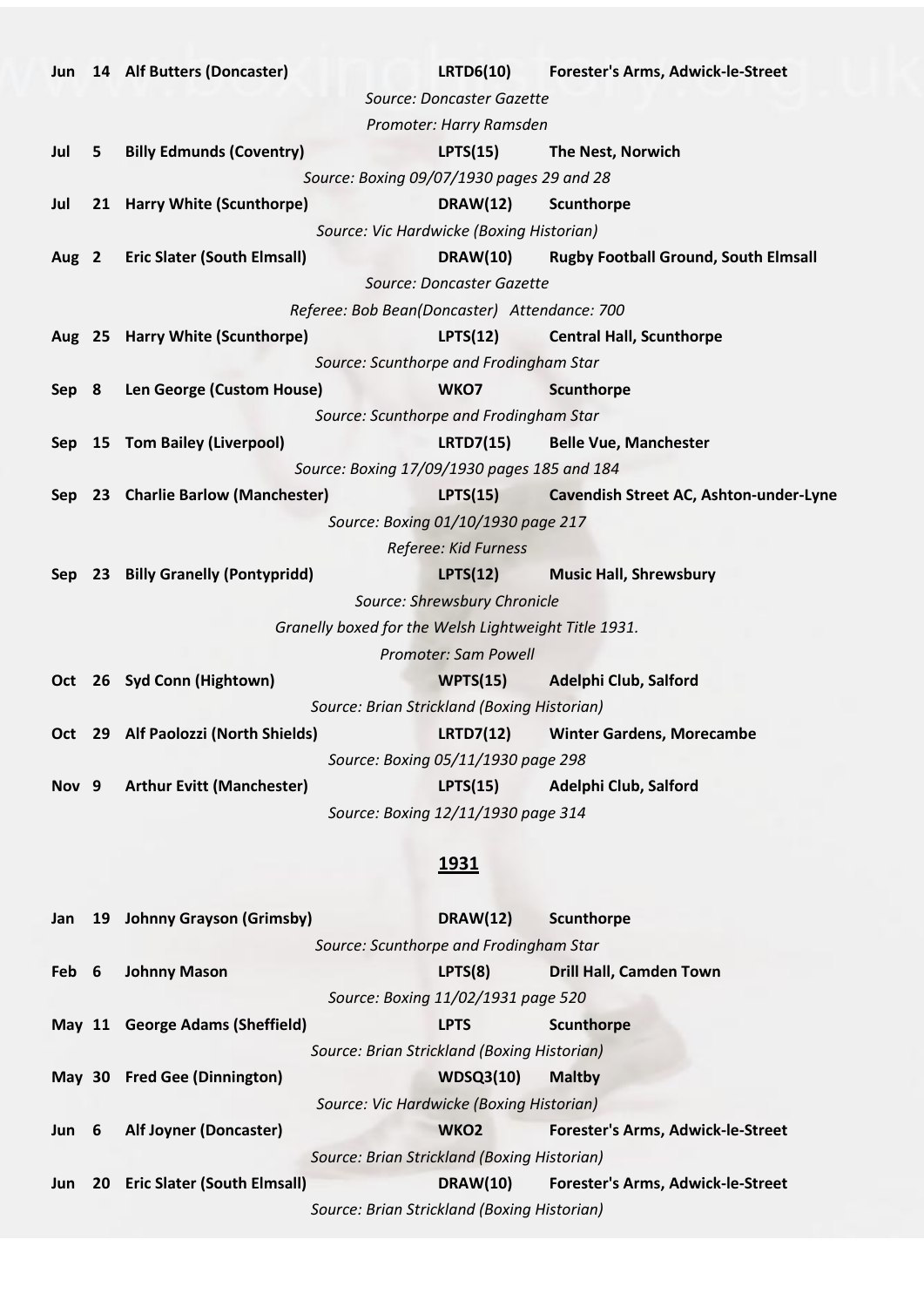**Jun 14 Alf Butters (Doncaster) LRTD6(10) Forester's Arms, Adwick-le-Street**

*Source: Doncaster Gazette*

*Promoter: Harry Ramsden*

**Jul 5 Billy Edmunds (Coventry) LPTS(15) The Nest, Norwich**

*Source: Boxing 09/07/1930 pages 29 and 28*

**Jul 21 Harry White (Scunthorpe) DRAW(12) Scunthorpe**

*Source: Vic Hardwicke (Boxing Historian)*

**Aug 2 Eric Slater (South Elmsall) DRAW(10) Rugby Football Ground, South Elmsall**

*Source: Doncaster Gazette*

*Referee: Bob Bean(Doncaster) Attendance: 700*

**Aug 25 Harry White (Scunthorpe) LPTS(12) Central Hall, Scunthorpe**

*Source: Scunthorpe and Frodingham Star*

**Sep 8 Len George (Custom House) WKO7 Scunthorpe**

*Source: Scunthorpe and Frodingham Star*

**Sep 15 Tom Bailey (Liverpool) LRTD7(15) Belle Vue, Manchester**

*Source: Boxing 17/09/1930 pages 185 and 184*

**Sep 23 Charlie Barlow (Manchester) LPTS(15) Cavendish Street AC, Ashton-under-Lyne**

*Source: Boxing 01/10/1930 page 217*

*Referee: Kid Furness*

**Sep 23 Billy Granelly (Pontypridd) LPTS(12) Music Hall, Shrewsbury**

*Source: Shrewsbury Chronicle*

*Granelly boxed for the Welsh Lightweight Title 1931.*

*Promoter: Sam Powell*

**Oct 26 Syd Conn (Hightown) WPTS(15) Adelphi Club, Salford**

*Source: Brian Strickland (Boxing Historian)*

**Oct 29 Alf Paolozzi (North Shields) LRTD7(12) Winter Gardens, Morecambe**

*Source: Boxing 05/11/1930 page 298*

**Nov 9 Arthur Evitt (Manchester) LPTS(15) Adelphi Club, Salford**

*Source: Boxing 12/11/1930 page 314*

## 1931

**Jan 19 Johnny Grayson (Grimsby) DRAW(12) Scunthorpe**

*Source: Scunthorpe and Frodingham Star*

**Feb 6 Johnny Mason LPTS(8) Drill Hall, Camden Town**

*Source: Boxing 11/02/1931 page 520*

**May 11 George Adams (Sheffield) LPTS Scunthorpe**

*Source: Brian Strickland (Boxing Historian)*

**May 30 Fred Gee (Dinnington) WDSQ3(10) Maltby**

*Source: Vic Hardwicke (Boxing Historian)*

**Jun 6 Alf Joyner (Doncaster) WKO2 Forester's Arms, Adwick-le-Street**

*Source: Brian Strickland (Boxing Historian)*

**Jun 20 Eric Slater (South Elmsall) DRAW(10) Forester's Arms, Adwick-le-Street**

*Source: Brian Strickland (Boxing Historian)*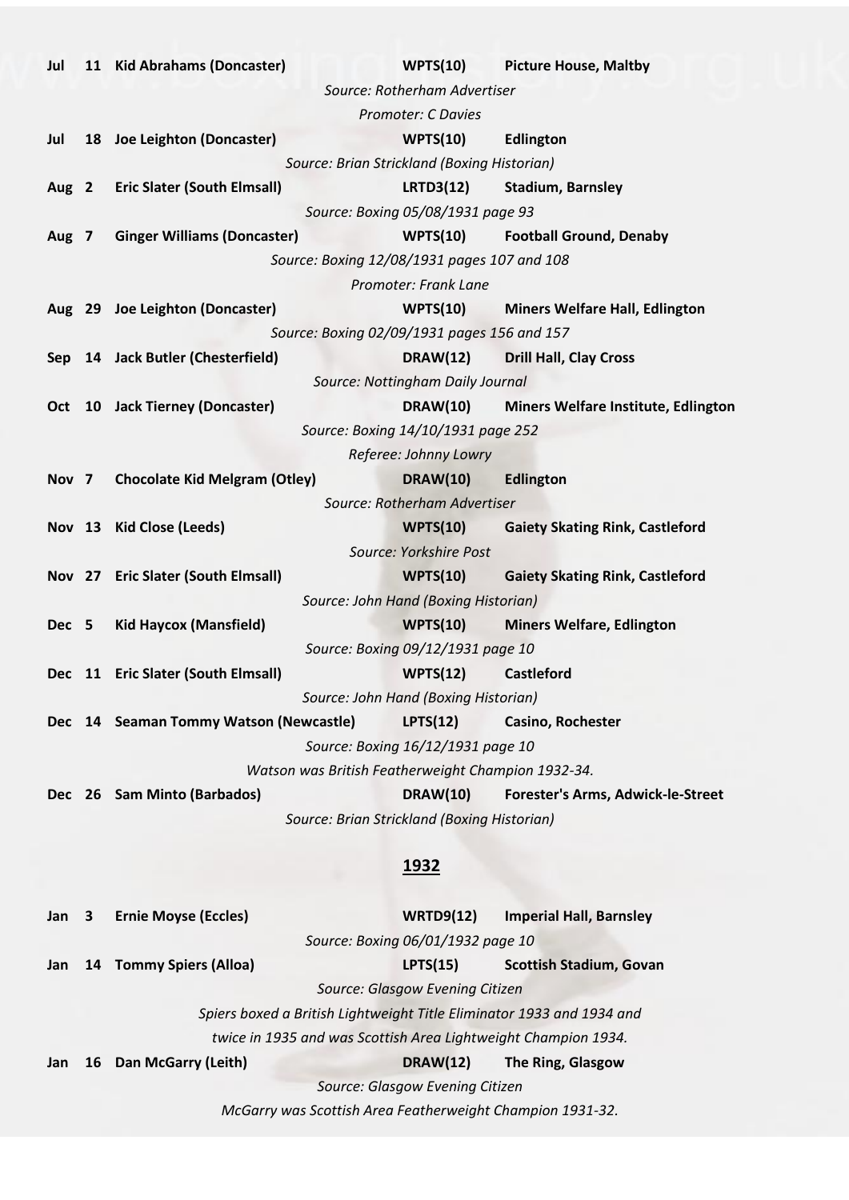**Jul 11 Kid Abrahams (Doncaster) WPTS(10) Picture House, Maltby**

*Source: Rotherham Advertiser*

*Promoter: C Davies*

**Jul 18 Joe Leighton (Doncaster) WPTS(10) Edlington**

*Source: Brian Strickland (Boxing Historian)*

**Aug 2 Eric Slater (South Elmsall) LRTD3(12) Stadium, Barnsley**

*Source: Boxing 05/08/1931 page 93*

**Aug 7 Ginger Williams (Doncaster) WPTS(10) Football Ground, Denaby**

*Source: Boxing 12/08/1931 pages 107 and 108*

*Promoter: Frank Lane*

**Aug 29 Joe Leighton (Doncaster) WPTS(10) Miners Welfare Hall, Edlington**

*Source: Boxing 02/09/1931 pages 156 and 157*

**Sep 14 Jack Butler (Chesterfield) DRAW(12) Drill Hall, Clay Cross**

*Source: Nottingham Daily Journal*

**Oct 10 Jack Tierney (Doncaster) DRAW(10) Miners Welfare Institute, Edlington**

*Source: Boxing 14/10/1931 page 252*

*Referee: Johnny Lowry*

**Nov 7 Chocolate Kid Melgram (Otley) DRAW(10) Edlington**

*Source: Rotherham Advertiser*

**Nov 13 Kid Close (Leeds) WPTS(10) Gaiety Skating Rink, Castleford**

*Source: Yorkshire Post*

**Nov 27 Eric Slater (South Elmsall) WPTS(10) Gaiety Skating Rink, Castleford**

*Source: John Hand (Boxing Historian)*

**Dec 5 Kid Haycox (Mansfield) WPTS(10) Miners Welfare, Edlington**

*Source: Boxing 09/12/1931 page 10*

**Dec 11 Eric Slater (South Elmsall) WPTS(12) Castleford**

*Source: John Hand (Boxing Historian)*

**Dec 14 Seaman Tommy Watson (Newcastle) LPTS(12) Casino, Rochester**

*Source: Boxing 16/12/1931 page 10*

*Watson was British Featherweight Champion 1932-34.*

**Dec 26 Sam Minto (Barbados) DRAW(10) Forester's Arms, Adwick-le-Street**

*Source: Brian Strickland (Boxing Historian)*

## 1932

**Jan 3 Ernie Moyse (Eccles) WRTD9(12) Imperial Hall, Barnsley**

*Source: Boxing 06/01/1932 page 10*

**Jan 14 Tommy Spiers (Alloa) LPTS(15) Scottish Stadium, Govan**

*Source: Glasgow Evening Citizen*

*Spiers boxed a British Lightweight Title Eliminator 1933 and 1934 and twice in 1935 and was Scottish Area Lightweight Champion 1934.*

**Jan 16 Dan McGarry (Leith) DRAW(12) The Ring, Glasgow**

*Source: Glasgow Evening Citizen*

*McGarry was Scottish Area Featherweight Champion 1931-32.*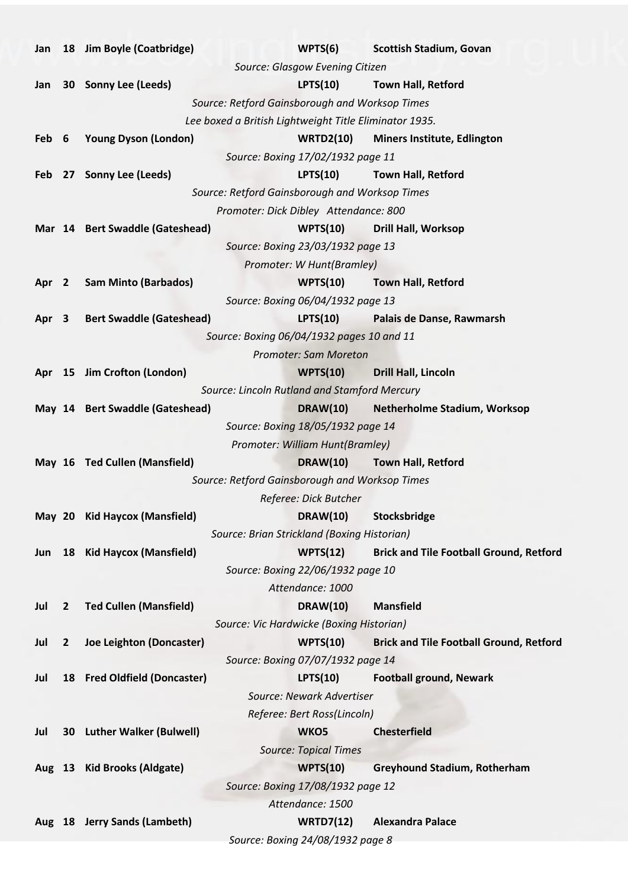**Jan 18 Jim Boyle (Coatbridge) WPTS(6) Scottish Stadium, Govan**

*Source: Glasgow Evening Citizen*

**Jan 30 Sonny Lee (Leeds) LPTS(10) Town Hall, Retford**

*Source: Retford Gainsborough and Worksop Times*

*Lee boxed a British Lightweight Title Eliminator 1935.*

**Feb 6 Young Dyson (London) WRTD2(10) Miners Institute, Edlington**

*Source: Boxing 17/02/1932 page 11*

**Feb 27 Sonny Lee (Leeds) LPTS(10) Town Hall, Retford**

*Source: Retford Gainsborough and Worksop Times*

*Promoter: Dick Dibley Attendance: 800*

**Mar 14 Bert Swaddle (Gateshead) WPTS(10) Drill Hall, Worksop**

*Source: Boxing 23/03/1932 page 13*

*Promoter: W Hunt(Bramley)*

**Apr 2 Sam Minto (Barbados) WPTS(10) Town Hall, Retford**

*Source: Boxing 06/04/1932 page 13*

**Apr 3 Bert Swaddle (Gateshead) LPTS(10) Palais de Danse, Rawmarsh**

*Source: Boxing 06/04/1932 pages 10 and 11*

*Promoter: Sam Moreton*

**Apr 15 Jim Crofton (London) WPTS(10) Drill Hall, Lincoln**

*Source: Lincoln Rutland and Stamford Mercury*

**May 14 Bert Swaddle (Gateshead) DRAW(10) Netherholme Stadium, Worksop**

*Source: Boxing 18/05/1932 page 14*

*Promoter: William Hunt(Bramley)*

**May 16 Ted Cullen (Mansfield) DRAW(10) Town Hall, Retford**

*Source: Retford Gainsborough and Worksop Times*

*Referee: Dick Butcher*

**May 20 Kid Haycox (Mansfield) DRAW(10) Stocksbridge**

*Source: Brian Strickland (Boxing Historian)*

**Jun 18 Kid Haycox (Mansfield) WPTS(12) Brick and Tile Football Ground, Retford**

*Source: Boxing 22/06/1932 page 10*

*Attendance: 1000*

**Jul 2 Ted Cullen (Mansfield) DRAW(10) Mansfield**

*Source: Vic Hardwicke (Boxing Historian)*

**Jul 2 Joe Leighton (Doncaster) WPTS(10) Brick and Tile Football Ground, Retford**

*Source: Boxing 07/07/1932 page 14*

**Jul 18 Fred Oldfield (Doncaster) LPTS(10) Football ground, Newark**

*Source: Newark Advertiser*

*Referee: Bert Ross(Lincoln)*

**Jul 30 Luther Walker (Bulwell) WKO5 Chesterfield**

*Source: Topical Times*

**Aug 13 Kid Brooks (Aldgate) WPTS(10) Greyhound Stadium, Rotherham**

*Source: Boxing 17/08/1932 page 12*

*Attendance: 1500*

**Aug 18 Jerry Sands (Lambeth) WRTD7(12) Alexandra Palace**

*Source: Boxing 24/08/1932 page 8*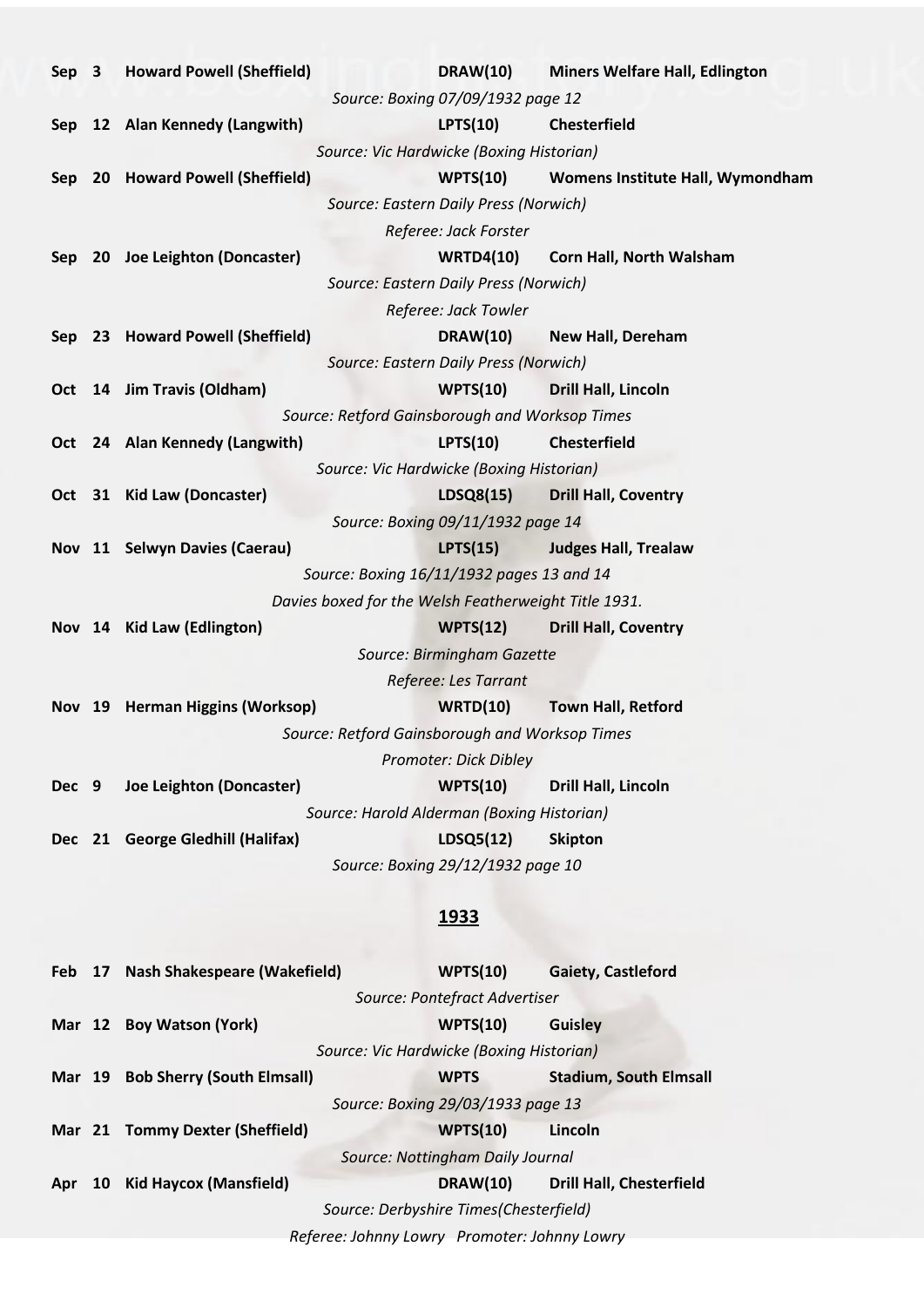**Sep 3 Howard Powell (Sheffield) DRAW(10) Miners Welfare Hall, Edlington**

*Source: Boxing 07/09/1932 page 12*

**Sep 12 Alan Kennedy (Langwith) LPTS(10) Chesterfield**

*Source: Vic Hardwicke (Boxing Historian)*

**Sep 20 Howard Powell (Sheffield) WPTS(10) Womens Institute Hall, Wymondham**

*Source: Eastern Daily Press (Norwich)*

*Referee: Jack Forster*

**Sep 20 Joe Leighton (Doncaster) WRTD4(10) Corn Hall, North Walsham**

*Source: Eastern Daily Press (Norwich)*

*Referee: Jack Towler*

**Sep 23 Howard Powell (Sheffield) DRAW(10) New Hall, Dereham**

*Source: Eastern Daily Press (Norwich)*

**Oct 14 Jim Travis (Oldham) WPTS(10) Drill Hall, Lincoln**

*Source: Retford Gainsborough and Worksop Times*

**Oct 24 Alan Kennedy (Langwith) LPTS(10) Chesterfield**

*Source: Vic Hardwicke (Boxing Historian)*

**Oct 31 Kid Law (Doncaster) LDSQ8(15) Drill Hall, Coventry**

*Source: Boxing 09/11/1932 page 14*

**Nov 11 Selwyn Davies (Caerau) LPTS(15) Judges Hall, Trealaw**

*Source: Boxing 16/11/1932 pages 13 and 14*

*Davies boxed for the Welsh Featherweight Title 1931.*

**Nov 14 Kid Law (Edlington) WPTS(12) Drill Hall, Coventry**

*Source: Birmingham Gazette*

*Referee: Les Tarrant*

**Nov 19 Herman Higgins (Worksop) WRTD(10) Town Hall, Retford**

*Source: Retford Gainsborough and Worksop Times*

*Promoter: Dick Dibley*

**Dec 9 Joe Leighton (Doncaster) WPTS(10) Drill Hall, Lincoln**

*Source: Harold Alderman (Boxing Historian)*

**Dec 21 George Gledhill (Halifax) LDSQ5(12) Skipton**

*Source: Boxing 29/12/1932 page 10*

## 1933

**Feb 17 Nash Shakespeare (Wakefield) WPTS(10) Gaiety, Castleford**

*Source: Pontefract Advertiser*

**Mar 12 Boy Watson (York) WPTS(10) Guisley**

*Source: Vic Hardwicke (Boxing Historian)*

**Mar 19 Bob Sherry (South Elmsall) WPTS Stadium, South Elmsall**

*Source: Boxing 29/03/1933 page 13*

**Mar 21 Tommy Dexter (Sheffield) WPTS(10) Lincoln**

*Source: Nottingham Daily Journal*

**Apr 10 Kid Haycox (Mansfield) DRAW(10) Drill Hall, Chesterfield**

*Source: Derbyshire Times(Chesterfield)*

*Referee: Johnny Lowry Promoter: Johnny Lowry*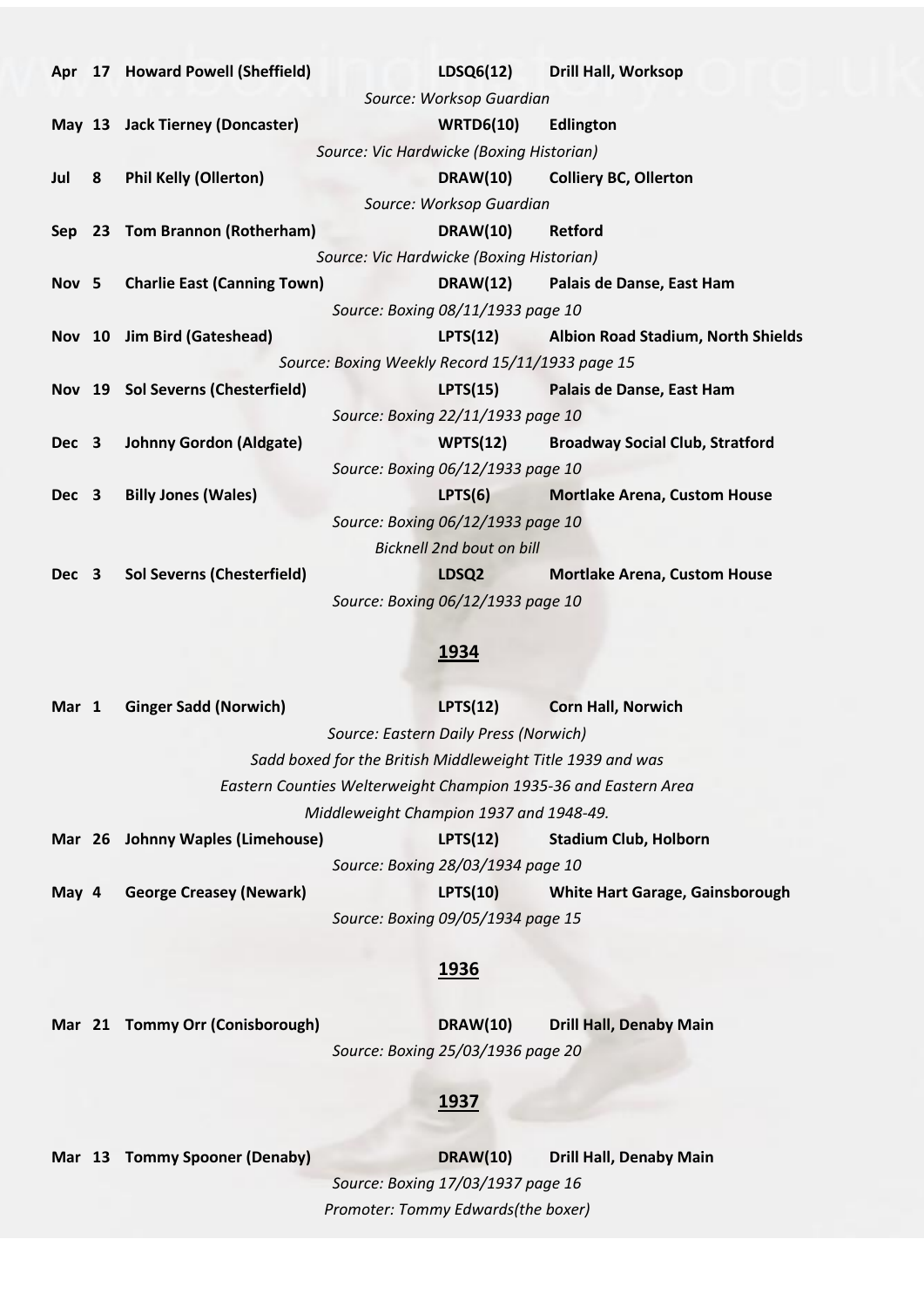| | | | |
|---|---|---|---|
| **Apr 17** | **Howard Powell (Sheffield)** | **LDSQ6(12)** | **Drill Hall, Worksop** |

*Source: Worksop Guardian*

| | | | |
|---|---|---|---|
| **May 13** | **Jack Tierney (Doncaster)** | **WRTD6(10)** | **Edlington** |

*Source: Vic Hardwicke (Boxing Historian)*

| | | | |
|---|---|---|---|
| **Jul 8** | **Phil Kelly (Ollerton)** | **DRAW(10)** | **Colliery BC, Ollerton** |

*Source: Worksop Guardian*

| | | | |
|---|---|---|---|
| **Sep 23** | **Tom Brannon (Rotherham)** | **DRAW(10)** | **Retford** |

*Source: Vic Hardwicke (Boxing Historian)*

| | | | |
|---|---|---|---|
| **Nov 5** | **Charlie East (Canning Town)** | **DRAW(12)** | **Palais de Danse, East Ham** |

*Source: Boxing 08/11/1933 page 10*

| | | | |
|---|---|---|---|
| **Nov 10** | **Jim Bird (Gateshead)** | **LPTS(12)** | **Albion Road Stadium, North Shields** |

*Source: Boxing Weekly Record 15/11/1933 page 15*

| | | | |
|---|---|---|---|
| **Nov 19** | **Sol Severns (Chesterfield)** | **LPTS(15)** | **Palais de Danse, East Ham** |

*Source: Boxing 22/11/1933 page 10*

| | | | |
|---|---|---|---|
| **Dec 3** | **Johnny Gordon (Aldgate)** | **WPTS(12)** | **Broadway Social Club, Stratford** |

*Source: Boxing 06/12/1933 page 10*

| | | | |
|---|---|---|---|
| **Dec 3** | **Billy Jones (Wales)** | **LPTS(6)** | **Mortlake Arena, Custom House** |

*Source: Boxing 06/12/1933 page 10*

*Bicknell 2nd bout on bill*

| | | | |
|---|---|---|---|
| **Dec 3** | **Sol Severns (Chesterfield)** | **LDSQ2** | **Mortlake Arena, Custom House** |

*Source: Boxing 06/12/1933 page 10*

## 1934

| | | | |
|---|---|---|---|
| **Mar 1** | **Ginger Sadd (Norwich)** | **LPTS(12)** | **Corn Hall, Norwich** |

*Source: Eastern Daily Press (Norwich)*

*Sadd boxed for the British Middleweight Title 1939 and was Eastern Counties Welterweight Champion 1935-36 and Eastern Area Middleweight Champion 1937 and 1948-49.*

| | | | |
|---|---|---|---|
| **Mar 26** | **Johnny Waples (Limehouse)** | **LPTS(12)** | **Stadium Club, Holborn** |

*Source: Boxing 28/03/1934 page 10*

| | | | |
|---|---|---|---|
| **May 4** | **George Creasey (Newark)** | **LPTS(10)** | **White Hart Garage, Gainsborough** |

*Source: Boxing 09/05/1934 page 15*

## 1936

| | | | |
|---|---|---|---|
| **Mar 21** | **Tommy Orr (Conisborough)** | **DRAW(10)** | **Drill Hall, Denaby Main** |

*Source: Boxing 25/03/1936 page 20*

## 1937

| | | | |
|---|---|---|---|
| **Mar 13** | **Tommy Spooner (Denaby)** | **DRAW(10)** | **Drill Hall, Denaby Main** |

*Source: Boxing 17/03/1937 page 16*

*Promoter: Tommy Edwards(the boxer)*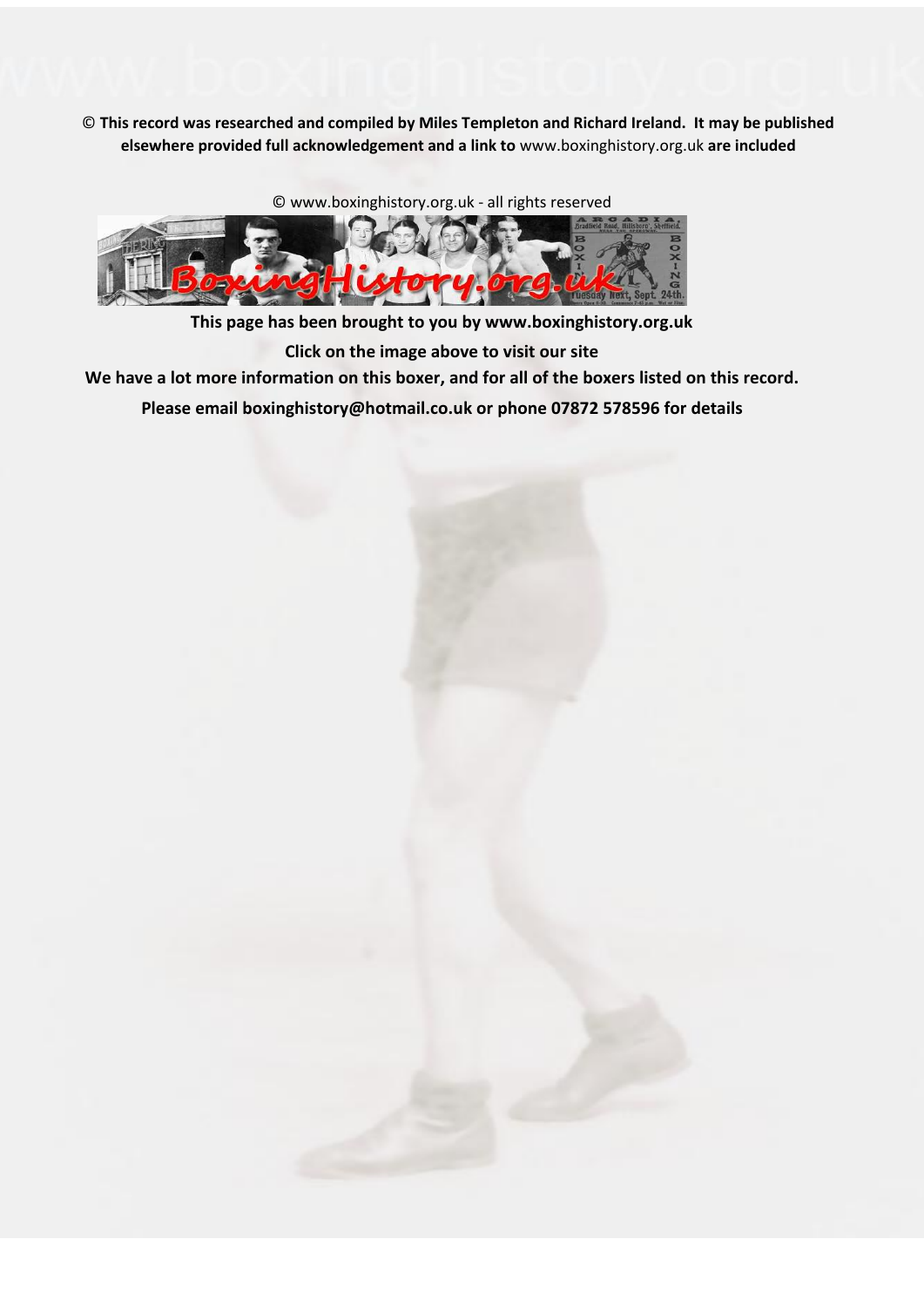© **This record was researched and compiled by Miles Templeton and Richard Ireland. It may be published elsewhere provided full acknowledgement and a link to** www.boxinghistory.org.uk **are included**

© www.boxinghistory.org.uk - all rights reserved

**This page has been brought to you by www.boxinghistory.org.uk**

**Click on the image above to visit our site**

**We have a lot more information on this boxer, and for all of the boxers listed on this record.**

**Please email boxinghistory@hotmail.co.uk or phone 07872 578596 for details**